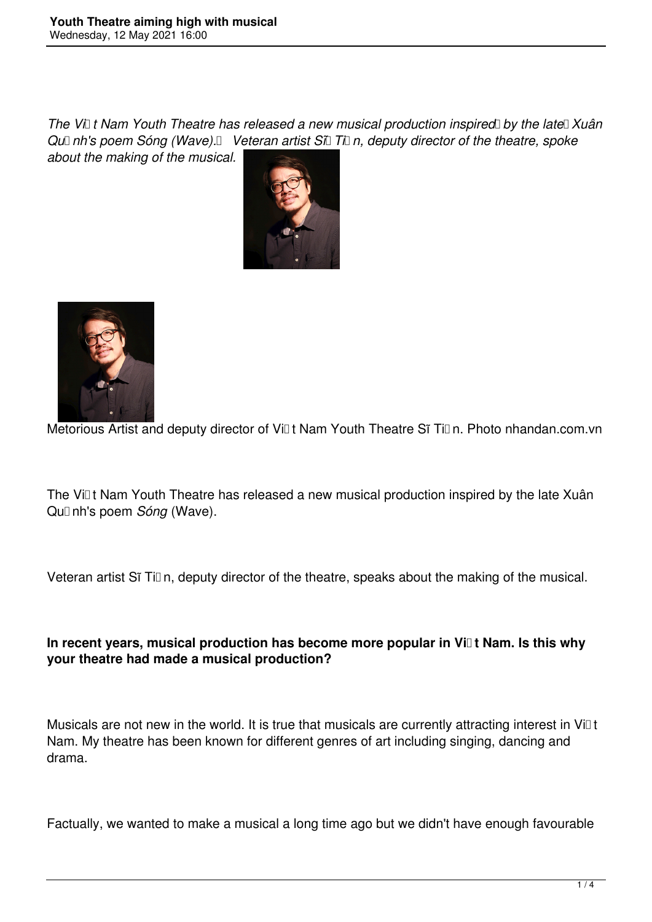*The Vi t Nam Youth Theatre has released a new musical production inspired by the late Xuân Qu nh's poem Sóng (Wave). Veteran artist Sĩ Ti n, deputy director of the theatre, spoke about the making of the musical.*

Metorious Artist and deputy director of Vi t Nam Youth Theatre Sĩ Ti n. Photo nhandan.com.vn

The Vi t Nam Youth Theatre has released a new musical production inspired by the late Xuân Qu nh's poem *Sóng* (Wave).

Veteran artist Sĩ Ti n, deputy director of the theatre, speaks about the making of the musical.

**In recent years, musical production has become more popular in Vi t Nam. Is this why your theatre had made a musical production?**

Musicals are not new in the world. It is true that musicals are currently attracting interest in Vi t Nam. My theatre has been known for different genres of art including singing, dancing and drama.

Factually, we wanted to make a musical a long time ago but we didn't have enough favourable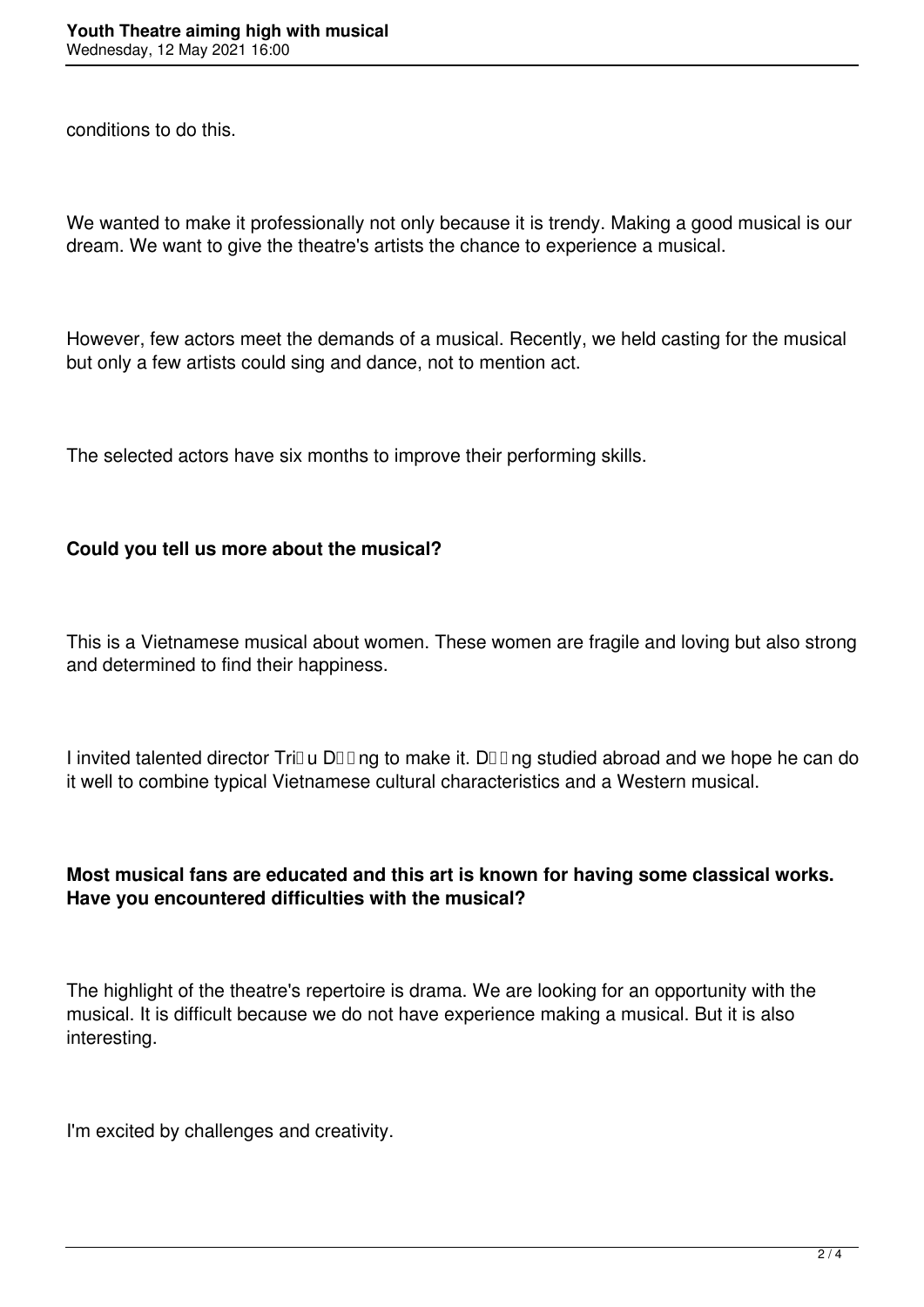conditions to do this.

We wanted to make it professionally not only because it is trendy. Making a good musical is our dream. We want to give the theatre's artists the chance to experience a musical.

However, few actors meet the demands of a musical. Recently, we held casting for the musical but only a few artists could sing and dance, not to mention act.

The selected actors have six months to improve their performing skills.

**Could you tell us more about the musical?**

This is a Vietnamese musical about women. These women are fragile and loving but also strong and determined to find their happiness.

I invited talented director Tri�u D��ng to make it. D��ng studied abroad and we hope he can do it well to combine typical Vietnamese cultural characteristics and a Western musical.

**Most musical fans are educated and this art is known for having some classical works. Have you encountered difficulties with the musical?**

The highlight of the theatre's repertoire is drama. We are looking for an opportunity with the musical. It is difficult because we do not have experience making a musical. But it is also interesting.

I'm excited by challenges and creativity.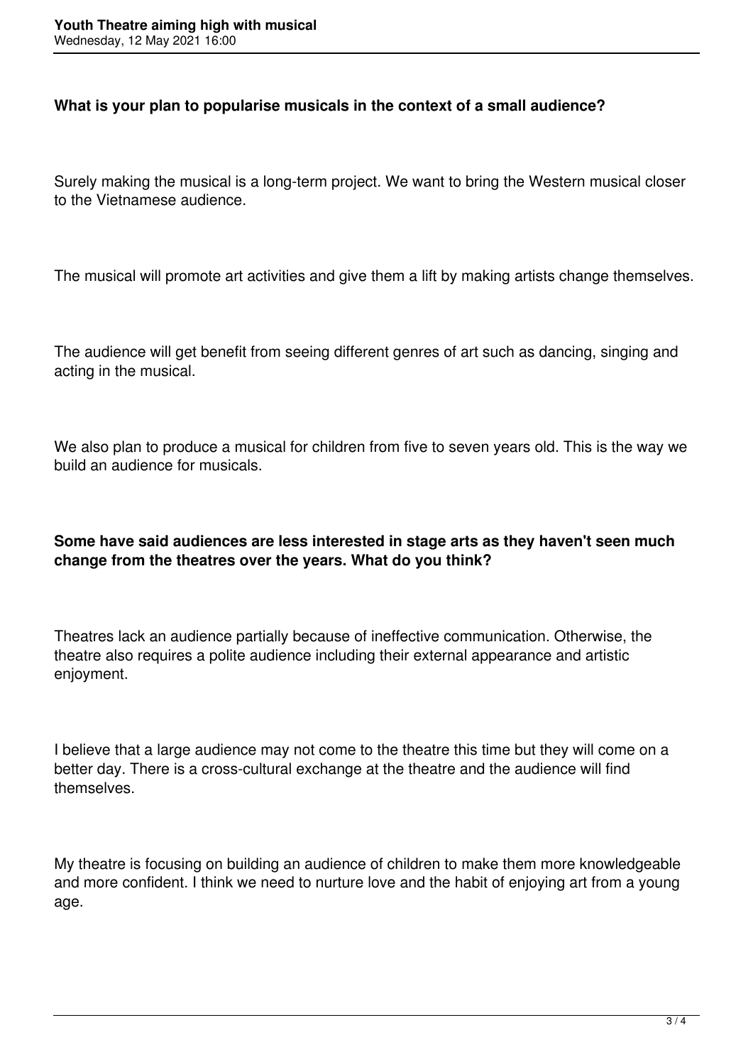**What is your plan to popularise musicals in the context of a small audience?**

Surely making the musical is a long-term project. We want to bring the Western musical closer to the Vietnamese audience.

The musical will promote art activities and give them a lift by making artists change themselves.

The audience will get benefit from seeing different genres of art such as dancing, singing and acting in the musical.

We also plan to produce a musical for children from five to seven years old. This is the way we build an audience for musicals.

**Some have said audiences are less interested in stage arts as they haven't seen much change from the theatres over the years. What do you think?**

Theatres lack an audience partially because of ineffective communication. Otherwise, the theatre also requires a polite audience including their external appearance and artistic enjoyment.

I believe that a large audience may not come to the theatre this time but they will come on a better day. There is a cross-cultural exchange at the theatre and the audience will find themselves.

My theatre is focusing on building an audience of children to make them more knowledgeable and more confident. I think we need to nurture love and the habit of enjoying art from a young age.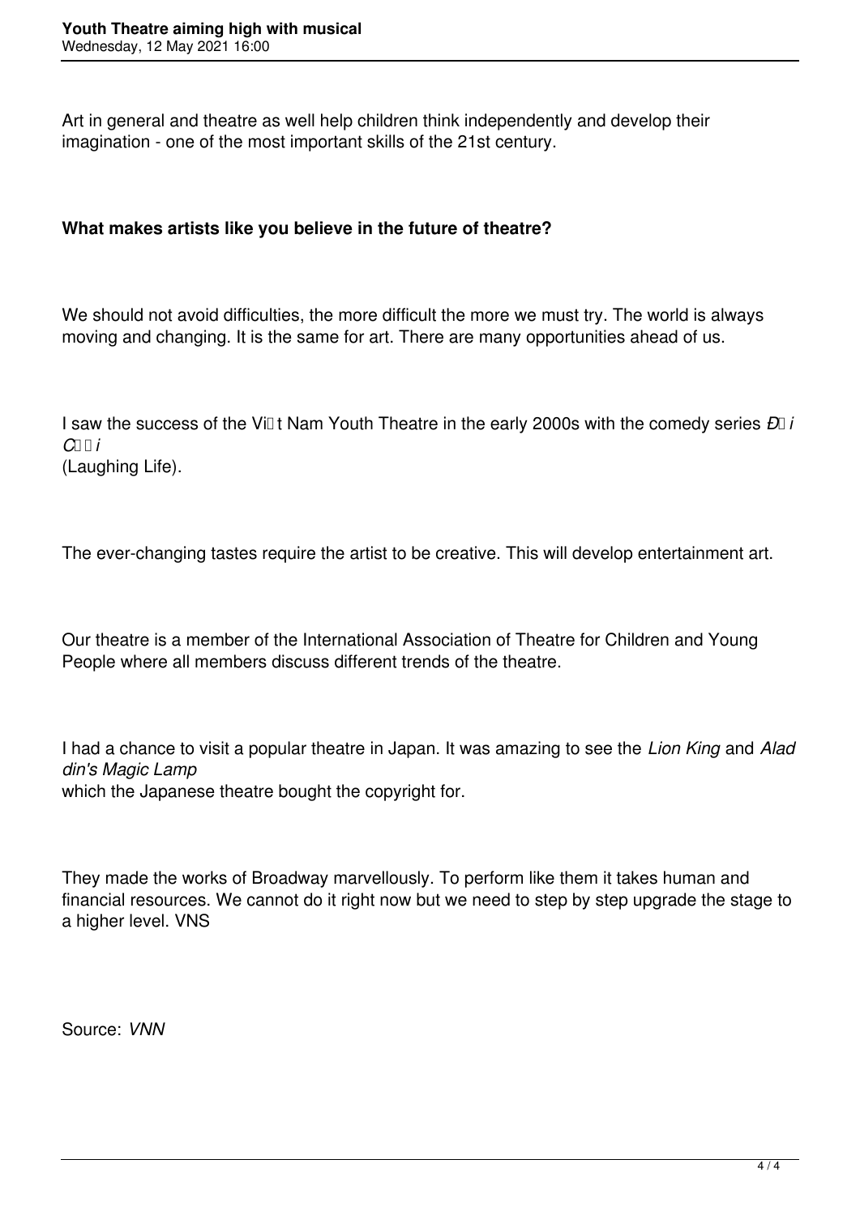Art in general and theatre as well help children think independently and develop their imagination - one of the most important skills of the 21st century.

**What makes artists like you believe in the future of theatre?**

We should not avoid difficulties, the more difficult the more we must try. The world is always moving and changing. It is the same for art. There are many opportunities ahead of us.

I saw the success of the Việt Nam Youth Theatre in the early 2000s with the comedy series *Đời Cười* (Laughing Life).

The ever-changing tastes require the artist to be creative. This will develop entertainment art.

Our theatre is a member of the International Association of Theatre for Children and Young People where all members discuss different trends of the theatre.

I had a chance to visit a popular theatre in Japan. It was amazing to see the *Lion King* and *Aladdin's Magic Lamp* which the Japanese theatre bought the copyright for.

They made the works of Broadway marvellously. To perform like them it takes human and financial resources. We cannot do it right now but we need to step by step upgrade the stage to a higher level. VNS

Source: *VNN*